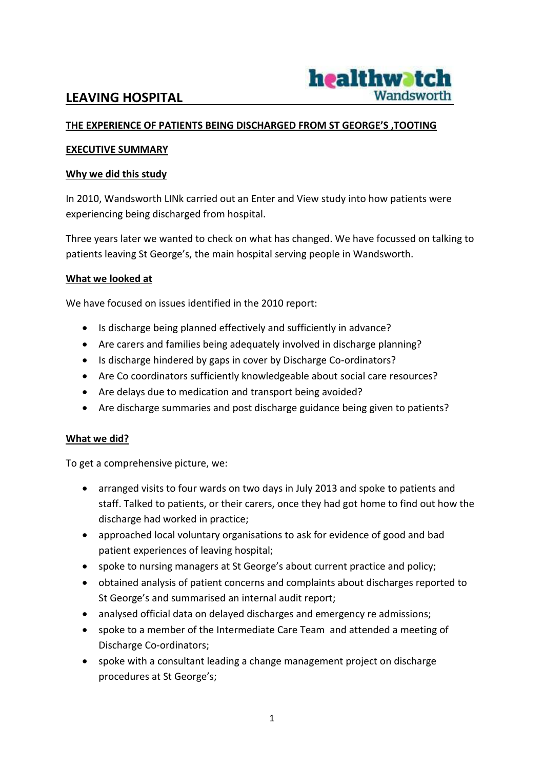# LEAVING HOSPITAL

healthwatch Wandsworth

## THE EXPERIENCE OF PATIENTS BEING DISCHARGED FROM ST GEORGE'S ,TOOTING

### EXECUTIVE SUMMARY

### Why we did this study

In 2010, Wandsworth LINk carried out an Enter and View study into how patients were experiencing being discharged from hospital.

Three years later we wanted to check on what has changed. We have focussed on talking to patients leaving St George's, the main hospital serving people in Wandsworth.

### What we looked at

We have focused on issues identified in the 2010 report:

- Is discharge being planned effectively and sufficiently in advance?
- Are carers and families being adequately involved in discharge planning?
- Is discharge hindered by gaps in cover by Discharge Co-ordinators?
- Are Co coordinators sufficiently knowledgeable about social care resources?
- Are delays due to medication and transport being avoided?
- Are discharge summaries and post discharge guidance being given to patients?

### What we did?

To get a comprehensive picture, we:

- arranged visits to four wards on two days in July 2013 and spoke to patients and staff. Talked to patients, or their carers, once they had got home to find out how the discharge had worked in practice;
- approached local voluntary organisations to ask for evidence of good and bad patient experiences of leaving hospital;
- spoke to nursing managers at St George's about current practice and policy;
- obtained analysis of patient concerns and complaints about discharges reported to St George's and summarised an internal audit report;
- analysed official data on delayed discharges and emergency re admissions;
- spoke to a member of the Intermediate Care Team and attended a meeting of Discharge Co-ordinators;
- spoke with a consultant leading a change management project on discharge procedures at St George's;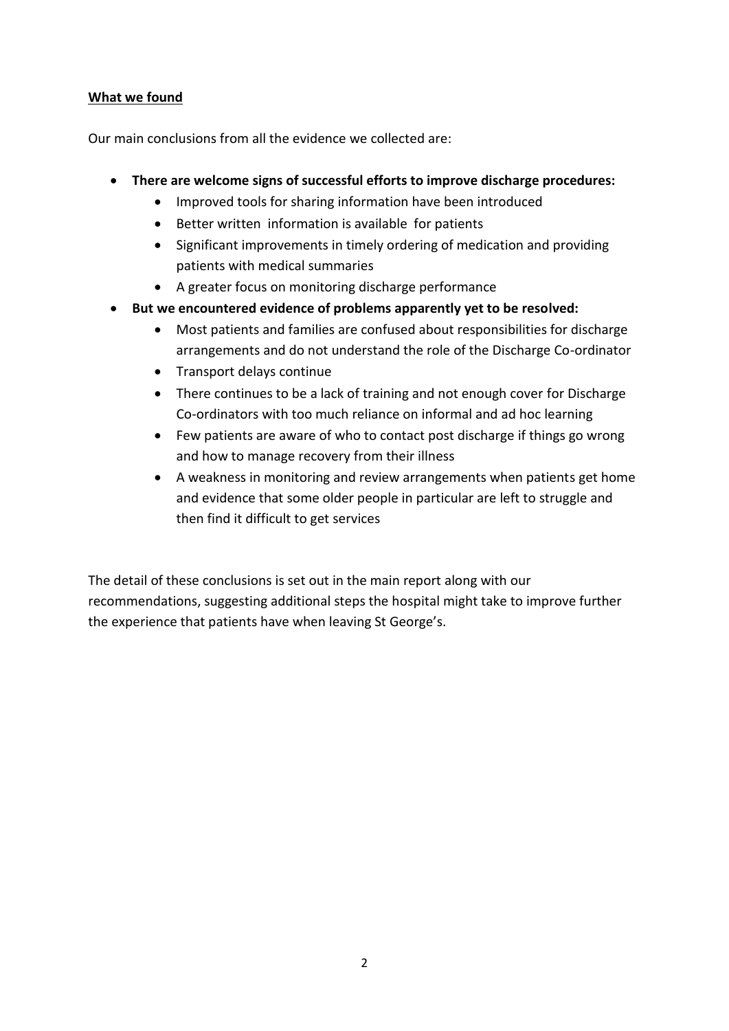**What we found**

Our main conclusions from all the evidence we collected are:

- **There are welcome signs of successful efforts to improve discharge procedures:**
  - Improved tools for sharing information have been introduced
  - Better written information is available for patients
  - Significant improvements in timely ordering of medication and providing patients with medical summaries
  - A greater focus on monitoring discharge performance
- **But we encountered evidence of problems apparently yet to be resolved:**
  - Most patients and families are confused about responsibilities for discharge arrangements and do not understand the role of the Discharge Co-ordinator
  - Transport delays continue
  - There continues to be a lack of training and not enough cover for Discharge Co-ordinators with too much reliance on informal and ad hoc learning
  - Few patients are aware of who to contact post discharge if things go wrong and how to manage recovery from their illness
  - A weakness in monitoring and review arrangements when patients get home and evidence that some older people in particular are left to struggle and then find it difficult to get services

The detail of these conclusions is set out in the main report along with our recommendations, suggesting additional steps the hospital might take to improve further the experience that patients have when leaving St George's.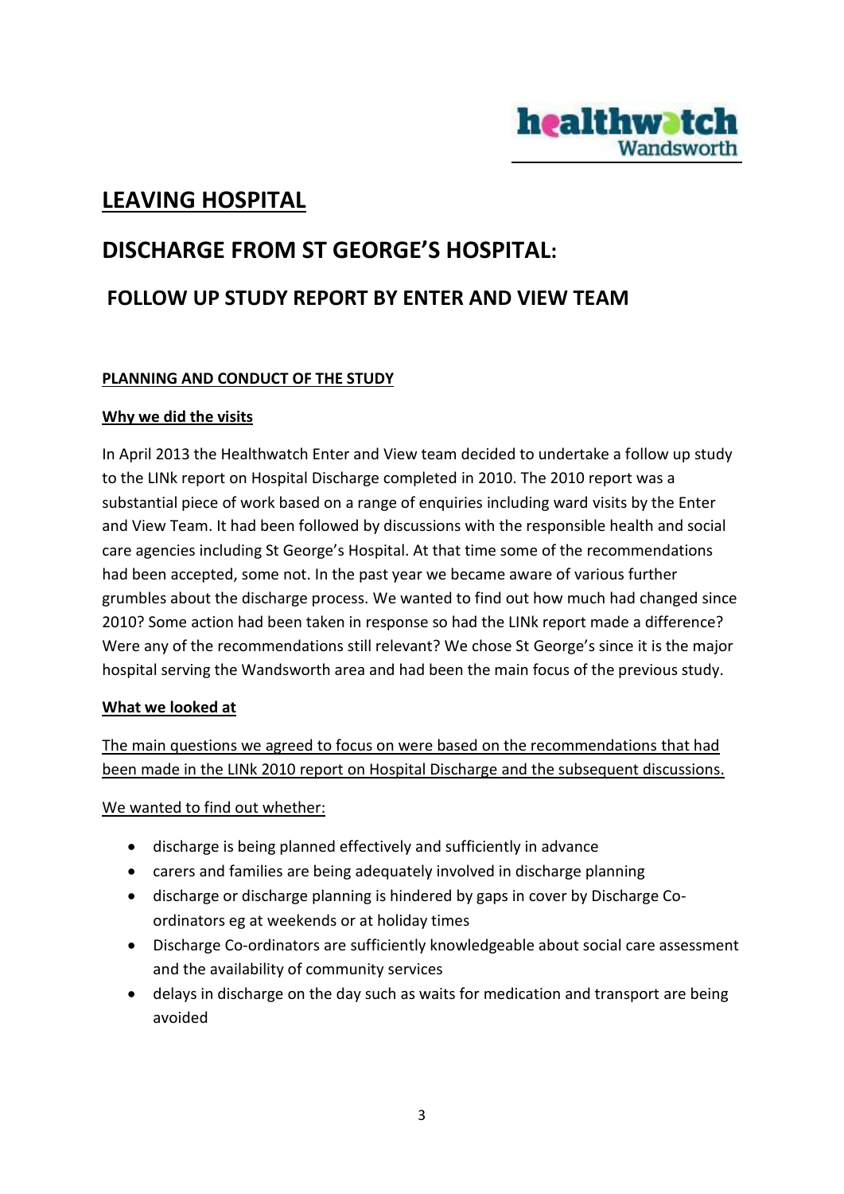# LEAVING HOSPITAL

## DISCHARGE FROM ST GEORGE'S HOSPITAL:

### FOLLOW UP STUDY REPORT BY ENTER AND VIEW TEAM

**PLANNING AND CONDUCT OF THE STUDY**

**Why we did the visits**

In April 2013 the Healthwatch Enter and View team decided to undertake a follow up study to the LINk report on Hospital Discharge completed in 2010. The 2010 report was a substantial piece of work based on a range of enquiries including ward visits by the Enter and View Team. It had been followed by discussions with the responsible health and social care agencies including St George's Hospital. At that time some of the recommendations had been accepted, some not. In the past year we became aware of various further grumbles about the discharge process. We wanted to find out how much had changed since 2010? Some action had been taken in response so had the LINk report made a difference? Were any of the recommendations still relevant? We chose St George's since it is the major hospital serving the Wandsworth area and had been the main focus of the previous study.

**What we looked at**

The main questions we agreed to focus on were based on the recommendations that had been made in the LINk 2010 report on Hospital Discharge and the subsequent discussions.

We wanted to find out whether:

- discharge is being planned effectively and sufficiently in advance
- carers and families are being adequately involved in discharge planning
- discharge or discharge planning is hindered by gaps in cover by Discharge Co-ordinators eg at weekends or at holiday times
- Discharge Co-ordinators are sufficiently knowledgeable about social care assessment and the availability of community services
- delays in discharge on the day such as waits for medication and transport are being avoided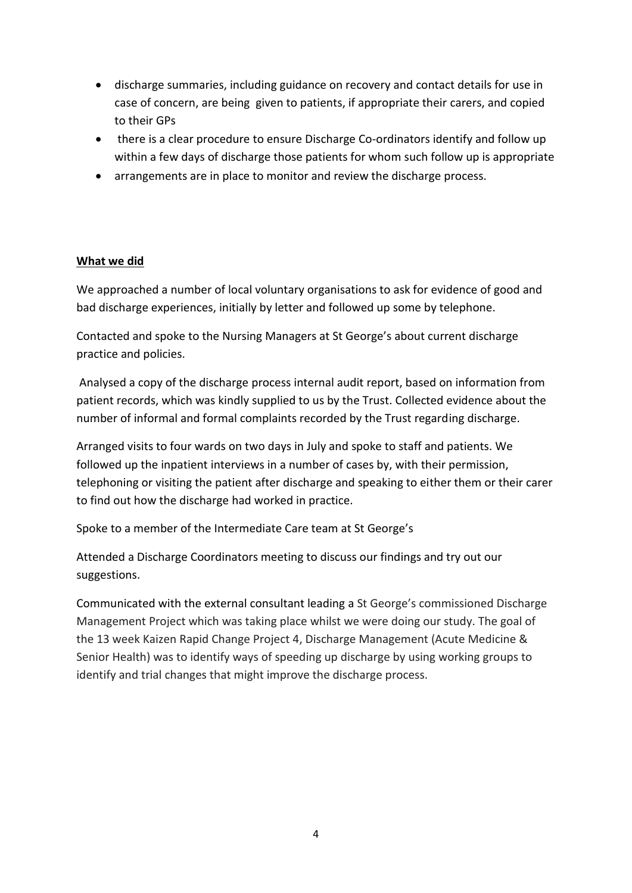- discharge summaries, including guidance on recovery and contact details for use in case of concern, are being given to patients, if appropriate their carers, and copied to their GPs
- there is a clear procedure to ensure Discharge Co-ordinators identify and follow up within a few days of discharge those patients for whom such follow up is appropriate
- arrangements are in place to monitor and review the discharge process.

**What we did**

We approached a number of local voluntary organisations to ask for evidence of good and bad discharge experiences, initially by letter and followed up some by telephone.

Contacted and spoke to the Nursing Managers at St George's about current discharge practice and policies.

Analysed a copy of the discharge process internal audit report, based on information from patient records, which was kindly supplied to us by the Trust. Collected evidence about the number of informal and formal complaints recorded by the Trust regarding discharge.

Arranged visits to four wards on two days in July and spoke to staff and patients. We followed up the inpatient interviews in a number of cases by, with their permission, telephoning or visiting the patient after discharge and speaking to either them or their carer to find out how the discharge had worked in practice.

Spoke to a member of the Intermediate Care team at St George's

Attended a Discharge Coordinators meeting to discuss our findings and try out our suggestions.

Communicated with the external consultant leading a St George's commissioned Discharge Management Project which was taking place whilst we were doing our study. The goal of the 13 week Kaizen Rapid Change Project 4, Discharge Management (Acute Medicine & Senior Health) was to identify ways of speeding up discharge by using working groups to identify and trial changes that might improve the discharge process.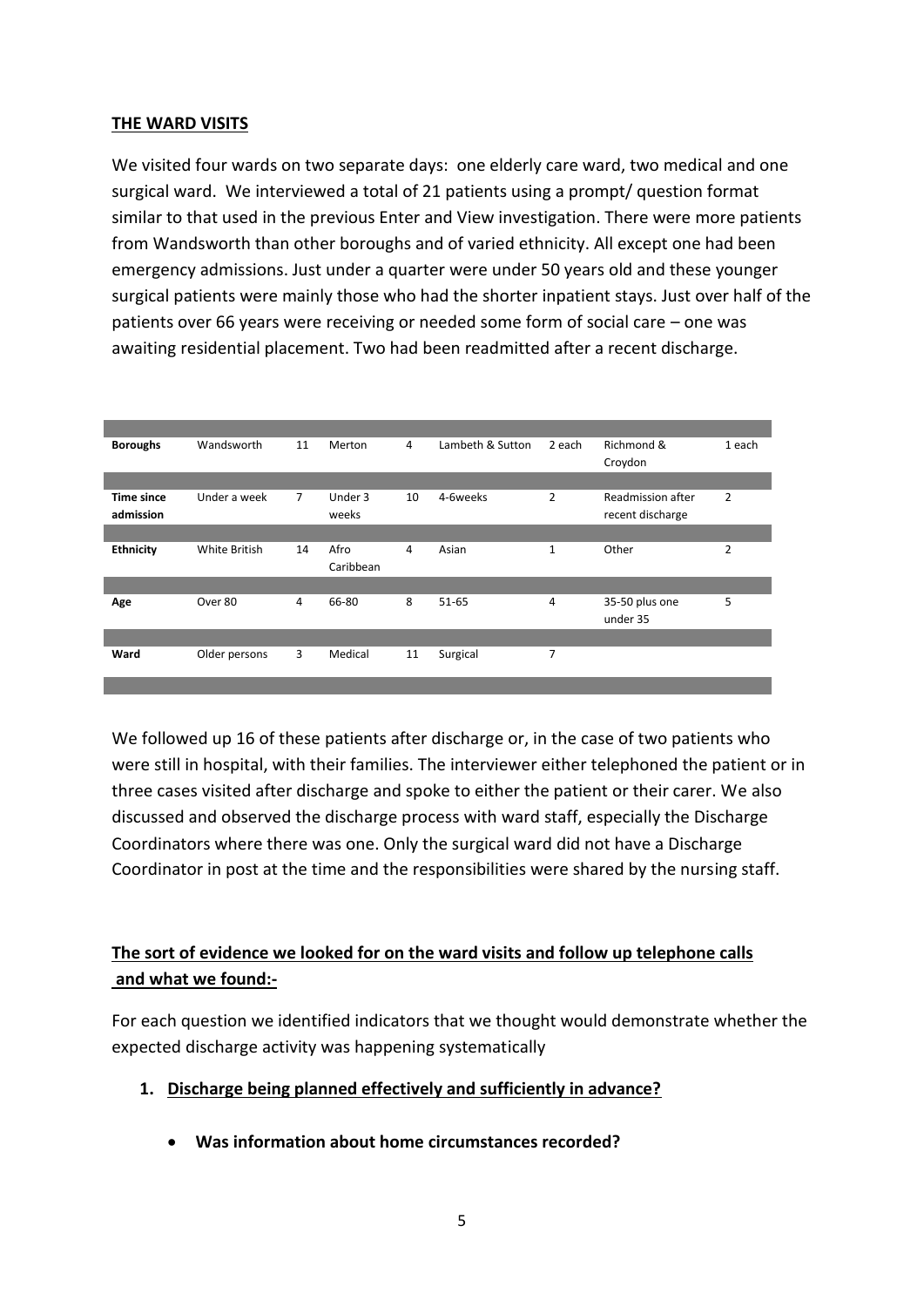**THE WARD VISITS**

We visited four wards on two separate days: one elderly care ward, two medical and one surgical ward. We interviewed a total of 21 patients using a prompt/ question format similar to that used in the previous Enter and View investigation. There were more patients from Wandsworth than other boroughs and of varied ethnicity. All except one had been emergency admissions. Just under a quarter were under 50 years old and these younger surgical patients were mainly those who had the shorter inpatient stays. Just over half of the patients over 66 years were receiving or needed some form of social care – one was awaiting residential placement. Two had been readmitted after a recent discharge.

| | | | | | | | | |
|---|---|---|---|---|---|---|---|---|
| **Boroughs** | Wandsworth | 11 | Merton | 4 | Lambeth & Sutton | 2 each | Richmond & Croydon | 1 each |
| **Time since admission** | Under a week | 7 | Under 3 weeks | 10 | 4-6weeks | 2 | Readmission after recent discharge | 2 |
| **Ethnicity** | White British | 14 | Afro Caribbean | 4 | Asian | 1 | Other | 2 |
| **Age** | Over 80 | 4 | 66-80 | 8 | 51-65 | 4 | 35-50 plus one under 35 | 5 |
| **Ward** | Older persons | 3 | Medical | 11 | Surgical | 7 | | |

We followed up 16 of these patients after discharge or, in the case of two patients who were still in hospital, with their families. The interviewer either telephoned the patient or in three cases visited after discharge and spoke to either the patient or their carer. We also discussed and observed the discharge process with ward staff, especially the Discharge Coordinators where there was one. Only the surgical ward did not have a Discharge Coordinator in post at the time and the responsibilities were shared by the nursing staff.

**The sort of evidence we looked for on the ward visits and follow up telephone calls and what we found:-**

For each question we identified indicators that we thought would demonstrate whether the expected discharge activity was happening systematically

1. **Discharge being planned effectively and sufficiently in advance?**

    - **Was information about home circumstances recorded?**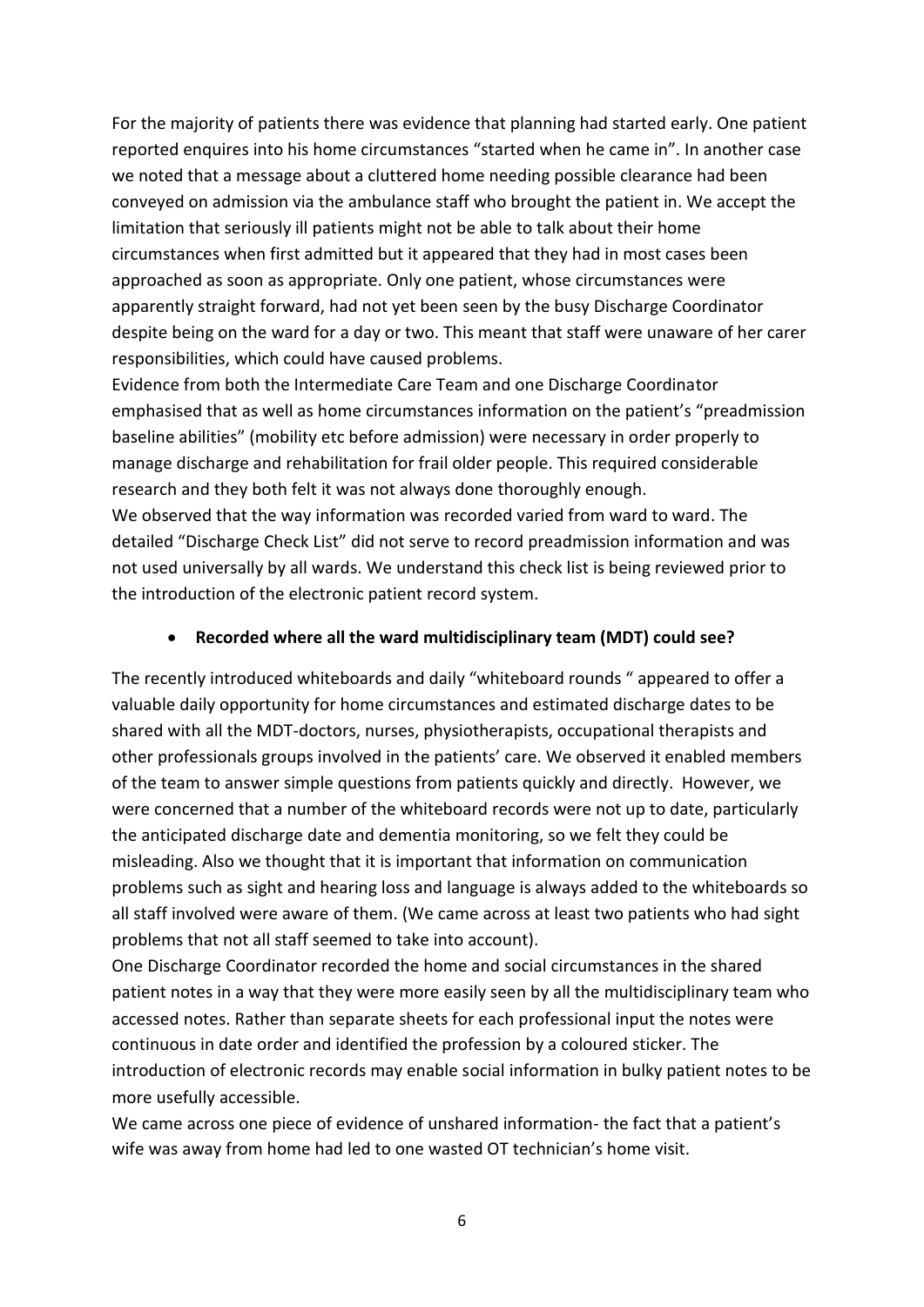For the majority of patients there was evidence that planning had started early. One patient reported enquires into his home circumstances "started when he came in". In another case we noted that a message about a cluttered home needing possible clearance had been conveyed on admission via the ambulance staff who brought the patient in. We accept the limitation that seriously ill patients might not be able to talk about their home circumstances when first admitted but it appeared that they had in most cases been approached as soon as appropriate. Only one patient, whose circumstances were apparently straight forward, had not yet been seen by the busy Discharge Coordinator despite being on the ward for a day or two. This meant that staff were unaware of her carer responsibilities, which could have caused problems.

Evidence from both the Intermediate Care Team and one Discharge Coordinator emphasised that as well as home circumstances information on the patient's "preadmission baseline abilities" (mobility etc before admission) were necessary in order properly to manage discharge and rehabilitation for frail older people. This required considerable research and they both felt it was not always done thoroughly enough.

We observed that the way information was recorded varied from ward to ward. The detailed "Discharge Check List" did not serve to record preadmission information and was not used universally by all wards. We understand this check list is being reviewed prior to the introduction of the electronic patient record system.

- **Recorded where all the ward multidisciplinary team (MDT) could see?**

The recently introduced whiteboards and daily "whiteboard rounds " appeared to offer a valuable daily opportunity for home circumstances and estimated discharge dates to be shared with all the MDT-doctors, nurses, physiotherapists, occupational therapists and other professionals groups involved in the patients' care. We observed it enabled members of the team to answer simple questions from patients quickly and directly. However, we were concerned that a number of the whiteboard records were not up to date, particularly the anticipated discharge date and dementia monitoring, so we felt they could be misleading. Also we thought that it is important that information on communication problems such as sight and hearing loss and language is always added to the whiteboards so all staff involved were aware of them. (We came across at least two patients who had sight problems that not all staff seemed to take into account).

One Discharge Coordinator recorded the home and social circumstances in the shared patient notes in a way that they were more easily seen by all the multidisciplinary team who accessed notes. Rather than separate sheets for each professional input the notes were continuous in date order and identified the profession by a coloured sticker. The introduction of electronic records may enable social information in bulky patient notes to be more usefully accessible.

We came across one piece of evidence of unshared information- the fact that a patient's wife was away from home had led to one wasted OT technician's home visit.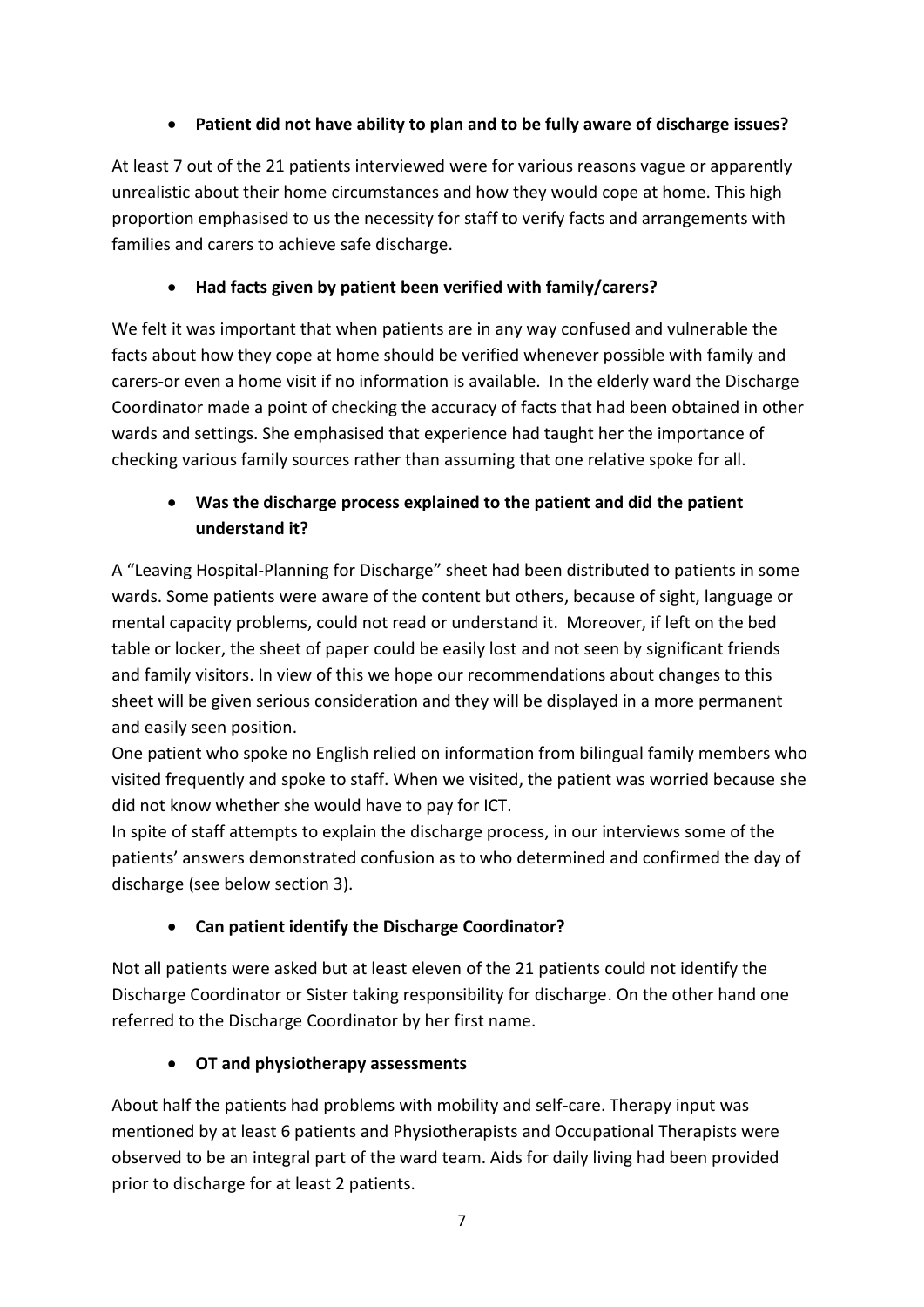- **Patient did not have ability to plan and to be fully aware of discharge issues?**

At least 7 out of the 21 patients interviewed were for various reasons vague or apparently unrealistic about their home circumstances and how they would cope at home. This high proportion emphasised to us the necessity for staff to verify facts and arrangements with families and carers to achieve safe discharge.

- **Had facts given by patient been verified with family/carers?**

We felt it was important that when patients are in any way confused and vulnerable the facts about how they cope at home should be verified whenever possible with family and carers-or even a home visit if no information is available. In the elderly ward the Discharge Coordinator made a point of checking the accuracy of facts that had been obtained in other wards and settings. She emphasised that experience had taught her the importance of checking various family sources rather than assuming that one relative spoke for all.

- **Was the discharge process explained to the patient and did the patient understand it?**

A "Leaving Hospital-Planning for Discharge" sheet had been distributed to patients in some wards. Some patients were aware of the content but others, because of sight, language or mental capacity problems, could not read or understand it. Moreover, if left on the bed table or locker, the sheet of paper could be easily lost and not seen by significant friends and family visitors. In view of this we hope our recommendations about changes to this sheet will be given serious consideration and they will be displayed in a more permanent and easily seen position.

One patient who spoke no English relied on information from bilingual family members who visited frequently and spoke to staff. When we visited, the patient was worried because she did not know whether she would have to pay for ICT.

In spite of staff attempts to explain the discharge process, in our interviews some of the patients' answers demonstrated confusion as to who determined and confirmed the day of discharge (see below section 3).

- **Can patient identify the Discharge Coordinator?**

Not all patients were asked but at least eleven of the 21 patients could not identify the Discharge Coordinator or Sister taking responsibility for discharge. On the other hand one referred to the Discharge Coordinator by her first name.

- **OT and physiotherapy assessments**

About half the patients had problems with mobility and self-care. Therapy input was mentioned by at least 6 patients and Physiotherapists and Occupational Therapists were observed to be an integral part of the ward team. Aids for daily living had been provided prior to discharge for at least 2 patients.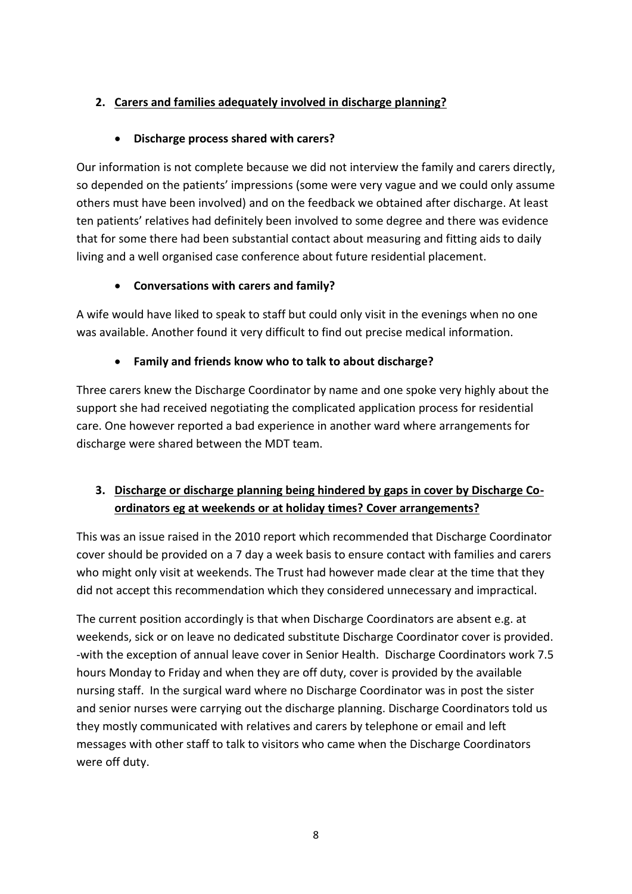## 2. Carers and families adequately involved in discharge planning?

- **Discharge process shared with carers?**

Our information is not complete because we did not interview the family and carers directly, so depended on the patients' impressions (some were very vague and we could only assume others must have been involved) and on the feedback we obtained after discharge. At least ten patients' relatives had definitely been involved to some degree and there was evidence that for some there had been substantial contact about measuring and fitting aids to daily living and a well organised case conference about future residential placement.

- **Conversations with carers and family?**

A wife would have liked to speak to staff but could only visit in the evenings when no one was available. Another found it very difficult to find out precise medical information.

- **Family and friends know who to talk to about discharge?**

Three carers knew the Discharge Coordinator by name and one spoke very highly about the support she had received negotiating the complicated application process for residential care. One however reported a bad experience in another ward where arrangements for discharge were shared between the MDT team.

## 3. Discharge or discharge planning being hindered by gaps in cover by Discharge Co-ordinators eg at weekends or at holiday times? Cover arrangements?

This was an issue raised in the 2010 report which recommended that Discharge Coordinator cover should be provided on a 7 day a week basis to ensure contact with families and carers who might only visit at weekends. The Trust had however made clear at the time that they did not accept this recommendation which they considered unnecessary and impractical.

The current position accordingly is that when Discharge Coordinators are absent e.g. at weekends, sick or on leave no dedicated substitute Discharge Coordinator cover is provided. -with the exception of annual leave cover in Senior Health. Discharge Coordinators work 7.5 hours Monday to Friday and when they are off duty, cover is provided by the available nursing staff. In the surgical ward where no Discharge Coordinator was in post the sister and senior nurses were carrying out the discharge planning. Discharge Coordinators told us they mostly communicated with relatives and carers by telephone or email and left messages with other staff to talk to visitors who came when the Discharge Coordinators were off duty.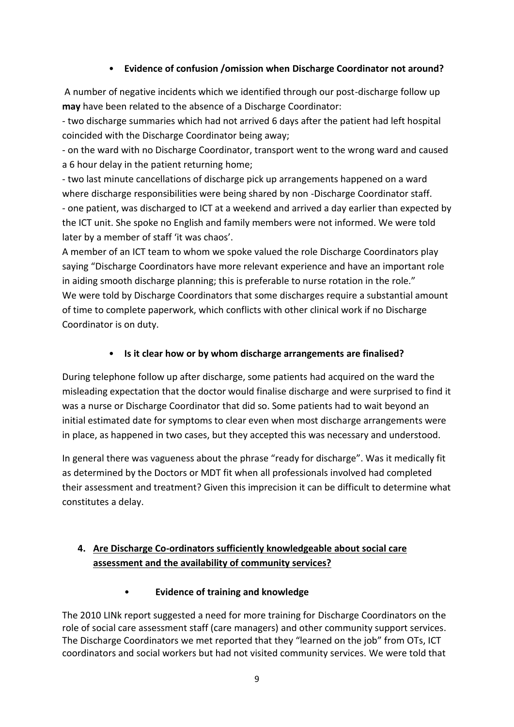- **Evidence of confusion /omission when Discharge Coordinator not around?**

A number of negative incidents which we identified through our post-discharge follow up **may** have been related to the absence of a Discharge Coordinator:

- two discharge summaries which had not arrived 6 days after the patient had left hospital coincided with the Discharge Coordinator being away;
- on the ward with no Discharge Coordinator, transport went to the wrong ward and caused a 6 hour delay in the patient returning home;
- two last minute cancellations of discharge pick up arrangements happened on a ward where discharge responsibilities were being shared by non -Discharge Coordinator staff.
- one patient, was discharged to ICT at a weekend and arrived a day earlier than expected by the ICT unit. She spoke no English and family members were not informed. We were told later by a member of staff 'it was chaos'.

A member of an ICT team to whom we spoke valued the role Discharge Coordinators play saying "Discharge Coordinators have more relevant experience and have an important role in aiding smooth discharge planning; this is preferable to nurse rotation in the role." We were told by Discharge Coordinators that some discharges require a substantial amount of time to complete paperwork, which conflicts with other clinical work if no Discharge Coordinator is on duty.

- **Is it clear how or by whom discharge arrangements are finalised?**

During telephone follow up after discharge, some patients had acquired on the ward the misleading expectation that the doctor would finalise discharge and were surprised to find it was a nurse or Discharge Coordinator that did so. Some patients had to wait beyond an initial estimated date for symptoms to clear even when most discharge arrangements were in place, as happened in two cases, but they accepted this was necessary and understood.

In general there was vagueness about the phrase "ready for discharge". Was it medically fit as determined by the Doctors or MDT fit when all professionals involved had completed their assessment and treatment? Given this imprecision it can be difficult to determine what constitutes a delay.

## 4. Are Discharge Co-ordinators sufficiently knowledgeable about social care assessment and the availability of community services?

- **Evidence of training and knowledge**

The 2010 LINk report suggested a need for more training for Discharge Coordinators on the role of social care assessment staff (care managers) and other community support services. The Discharge Coordinators we met reported that they "learned on the job" from OTs, ICT coordinators and social workers but had not visited community services. We were told that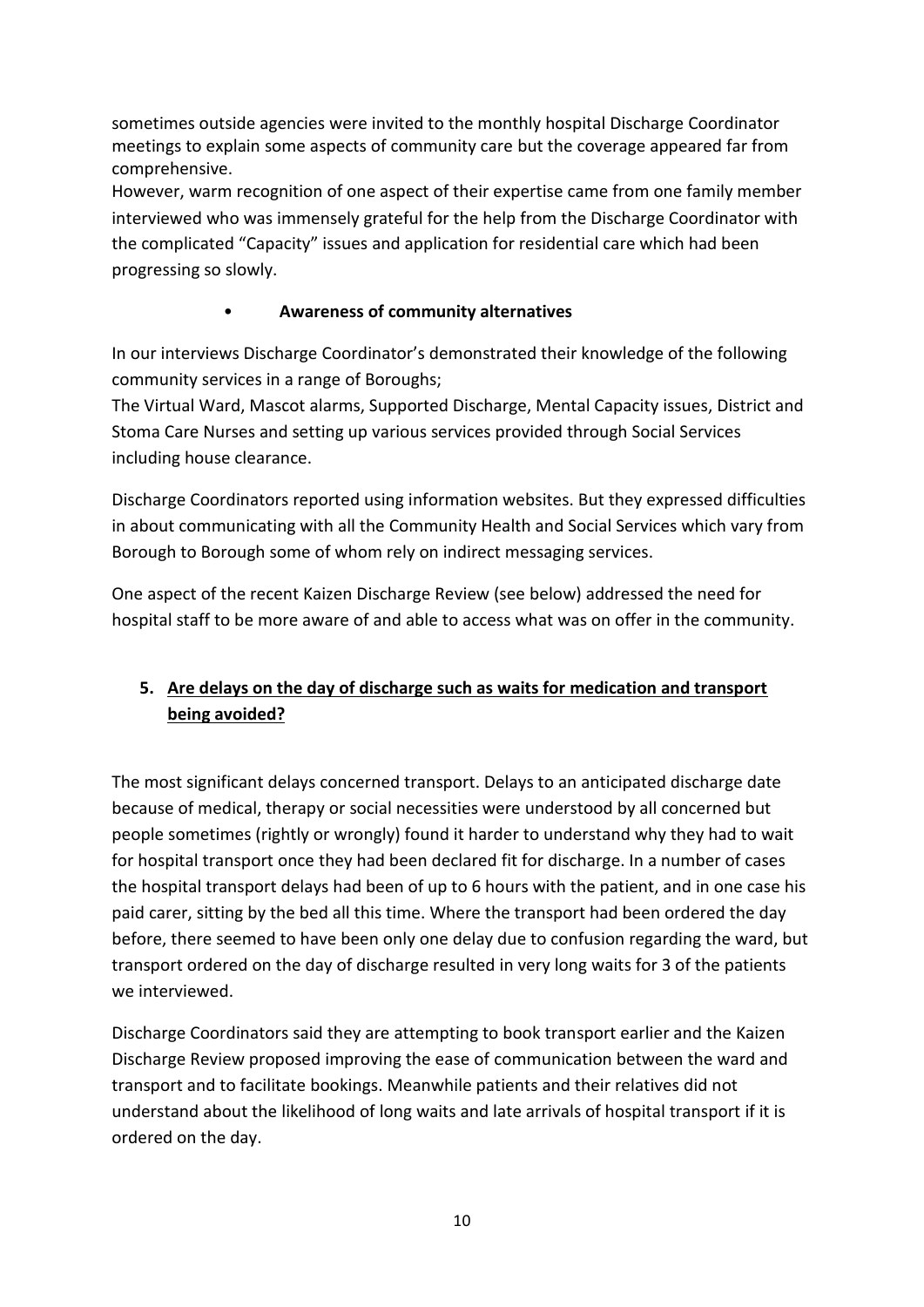sometimes outside agencies were invited to the monthly hospital Discharge Coordinator meetings to explain some aspects of community care but the coverage appeared far from comprehensive.
However, warm recognition of one aspect of their expertise came from one family member interviewed who was immensely grateful for the help from the Discharge Coordinator with the complicated "Capacity" issues and application for residential care which had been progressing so slowly.

- **Awareness of community alternatives**

In our interviews Discharge Coordinator's demonstrated their knowledge of the following community services in a range of Boroughs;
The Virtual Ward, Mascot alarms, Supported Discharge, Mental Capacity issues, District and Stoma Care Nurses and setting up various services provided through Social Services including house clearance.

Discharge Coordinators reported using information websites. But they expressed difficulties in about communicating with all the Community Health and Social Services which vary from Borough to Borough some of whom rely on indirect messaging services.

One aspect of the recent Kaizen Discharge Review (see below) addressed the need for hospital staff to be more aware of and able to access what was on offer in the community.

## 5. <u>Are delays on the day of discharge such as waits for medication and transport being avoided?</u>

The most significant delays concerned transport. Delays to an anticipated discharge date because of medical, therapy or social necessities were understood by all concerned but people sometimes (rightly or wrongly) found it harder to understand why they had to wait for hospital transport once they had been declared fit for discharge. In a number of cases the hospital transport delays had been of up to 6 hours with the patient, and in one case his paid carer, sitting by the bed all this time. Where the transport had been ordered the day before, there seemed to have been only one delay due to confusion regarding the ward, but transport ordered on the day of discharge resulted in very long waits for 3 of the patients we interviewed.

Discharge Coordinators said they are attempting to book transport earlier and the Kaizen Discharge Review proposed improving the ease of communication between the ward and transport and to facilitate bookings. Meanwhile patients and their relatives did not understand about the likelihood of long waits and late arrivals of hospital transport if it is ordered on the day.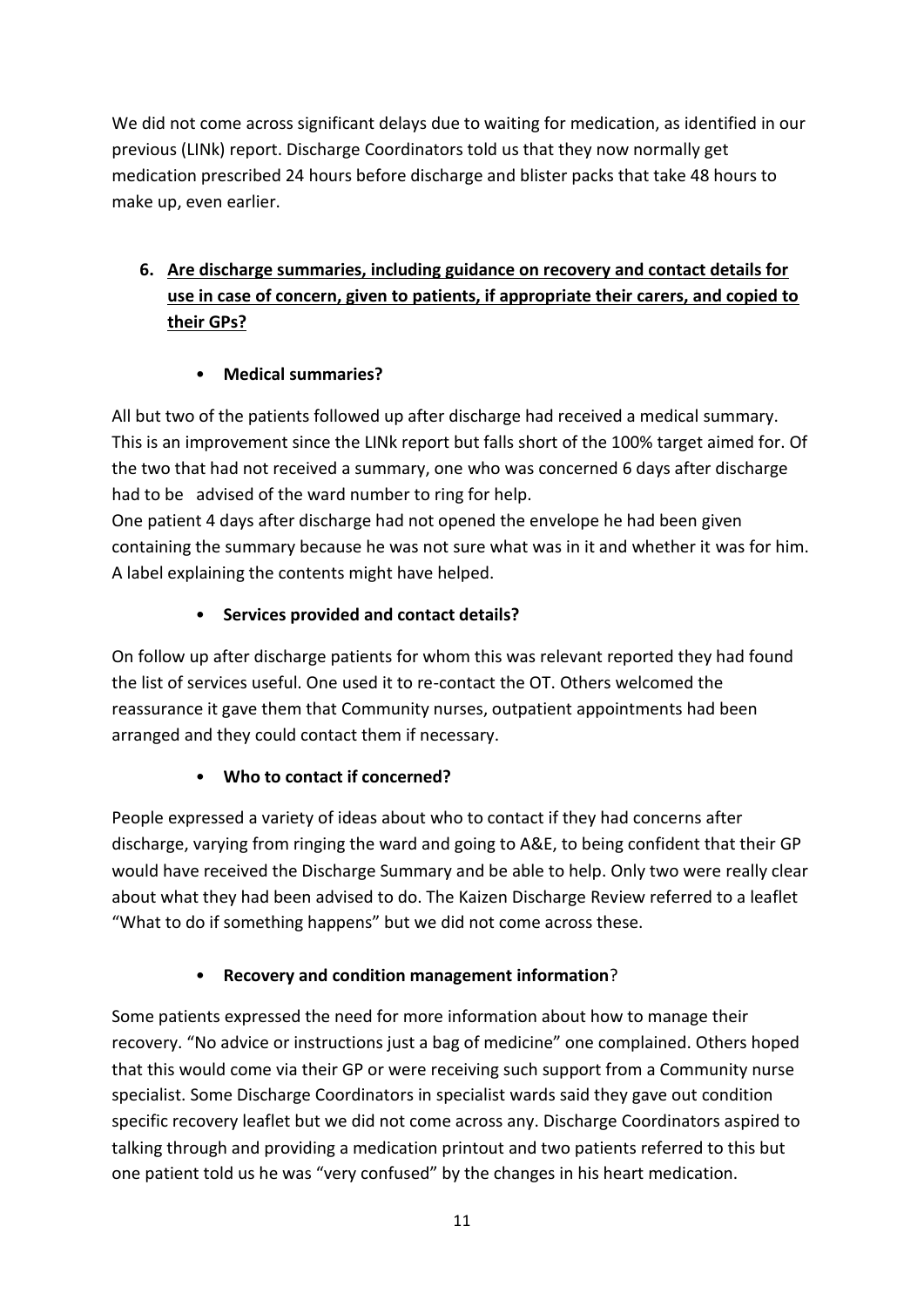We did not come across significant delays due to waiting for medication, as identified in our previous (LINk) report. Discharge Coordinators told us that they now normally get medication prescribed 24 hours before discharge and blister packs that take 48 hours to make up, even earlier.

6. **<u>Are discharge summaries, including guidance on recovery and contact details for use in case of concern, given to patients, if appropriate their carers, and copied to their GPs?</u>**

- **Medical summaries?**

All but two of the patients followed up after discharge had received a medical summary. This is an improvement since the LINk report but falls short of the 100% target aimed for. Of the two that had not received a summary, one who was concerned 6 days after discharge had to be advised of the ward number to ring for help.

One patient 4 days after discharge had not opened the envelope he had been given containing the summary because he was not sure what was in it and whether it was for him. A label explaining the contents might have helped.

- **Services provided and contact details?**

On follow up after discharge patients for whom this was relevant reported they had found the list of services useful. One used it to re-contact the OT. Others welcomed the reassurance it gave them that Community nurses, outpatient appointments had been arranged and they could contact them if necessary.

- **Who to contact if concerned?**

People expressed a variety of ideas about who to contact if they had concerns after discharge, varying from ringing the ward and going to A&E, to being confident that their GP would have received the Discharge Summary and be able to help. Only two were really clear about what they had been advised to do. The Kaizen Discharge Review referred to a leaflet "What to do if something happens" but we did not come across these.

- **Recovery and condition management information**?

Some patients expressed the need for more information about how to manage their recovery. "No advice or instructions just a bag of medicine" one complained. Others hoped that this would come via their GP or were receiving such support from a Community nurse specialist. Some Discharge Coordinators in specialist wards said they gave out condition specific recovery leaflet but we did not come across any. Discharge Coordinators aspired to talking through and providing a medication printout and two patients referred to this but one patient told us he was "very confused" by the changes in his heart medication.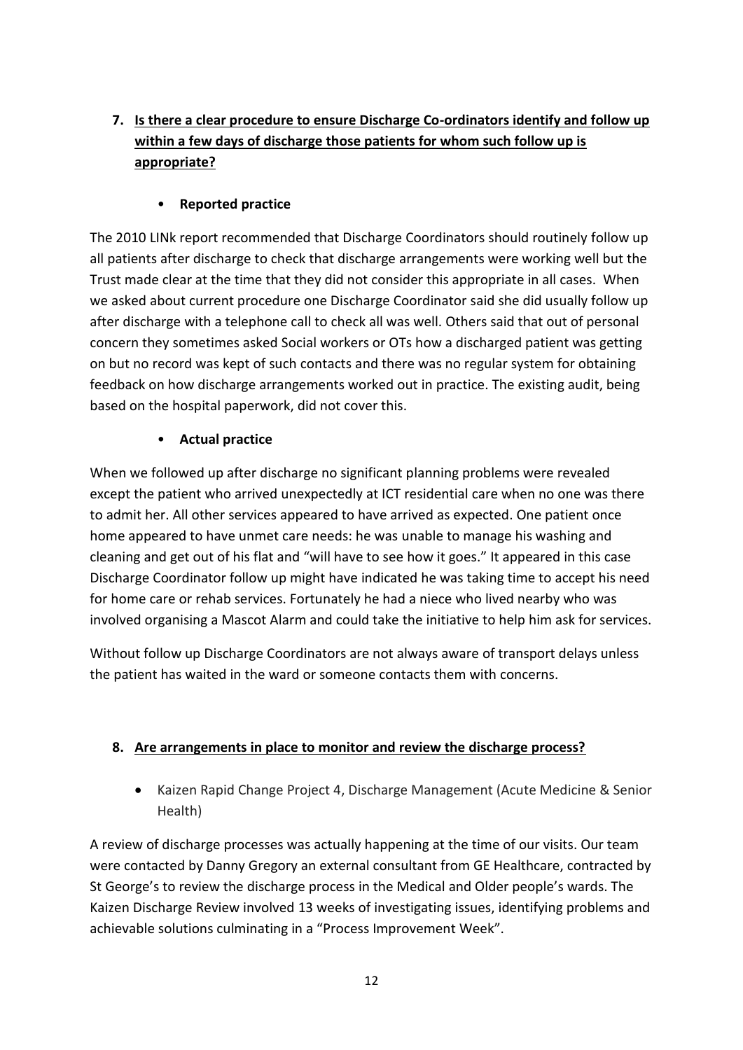7. **Is there a clear procedure to ensure Discharge Co-ordinators identify and follow up within a few days of discharge those patients for whom such follow up is appropriate?**

   - **Reported practice**

The 2010 LINk report recommended that Discharge Coordinators should routinely follow up all patients after discharge to check that discharge arrangements were working well but the Trust made clear at the time that they did not consider this appropriate in all cases. When we asked about current procedure one Discharge Coordinator said she did usually follow up after discharge with a telephone call to check all was well. Others said that out of personal concern they sometimes asked Social workers or OTs how a discharged patient was getting on but no record was kept of such contacts and there was no regular system for obtaining feedback on how discharge arrangements worked out in practice. The existing audit, being based on the hospital paperwork, did not cover this.

   - **Actual practice**

When we followed up after discharge no significant planning problems were revealed except the patient who arrived unexpectedly at ICT residential care when no one was there to admit her. All other services appeared to have arrived as expected. One patient once home appeared to have unmet care needs: he was unable to manage his washing and cleaning and get out of his flat and "will have to see how it goes." It appeared in this case Discharge Coordinator follow up might have indicated he was taking time to accept his need for home care or rehab services. Fortunately he had a niece who lived nearby who was involved organising a Mascot Alarm and could take the initiative to help him ask for services.

Without follow up Discharge Coordinators are not always aware of transport delays unless the patient has waited in the ward or someone contacts them with concerns.

8. **Are arrangements in place to monitor and review the discharge process?**

   - Kaizen Rapid Change Project 4, Discharge Management (Acute Medicine & Senior Health)

A review of discharge processes was actually happening at the time of our visits. Our team were contacted by Danny Gregory an external consultant from GE Healthcare, contracted by St George's to review the discharge process in the Medical and Older people's wards. The Kaizen Discharge Review involved 13 weeks of investigating issues, identifying problems and achievable solutions culminating in a "Process Improvement Week".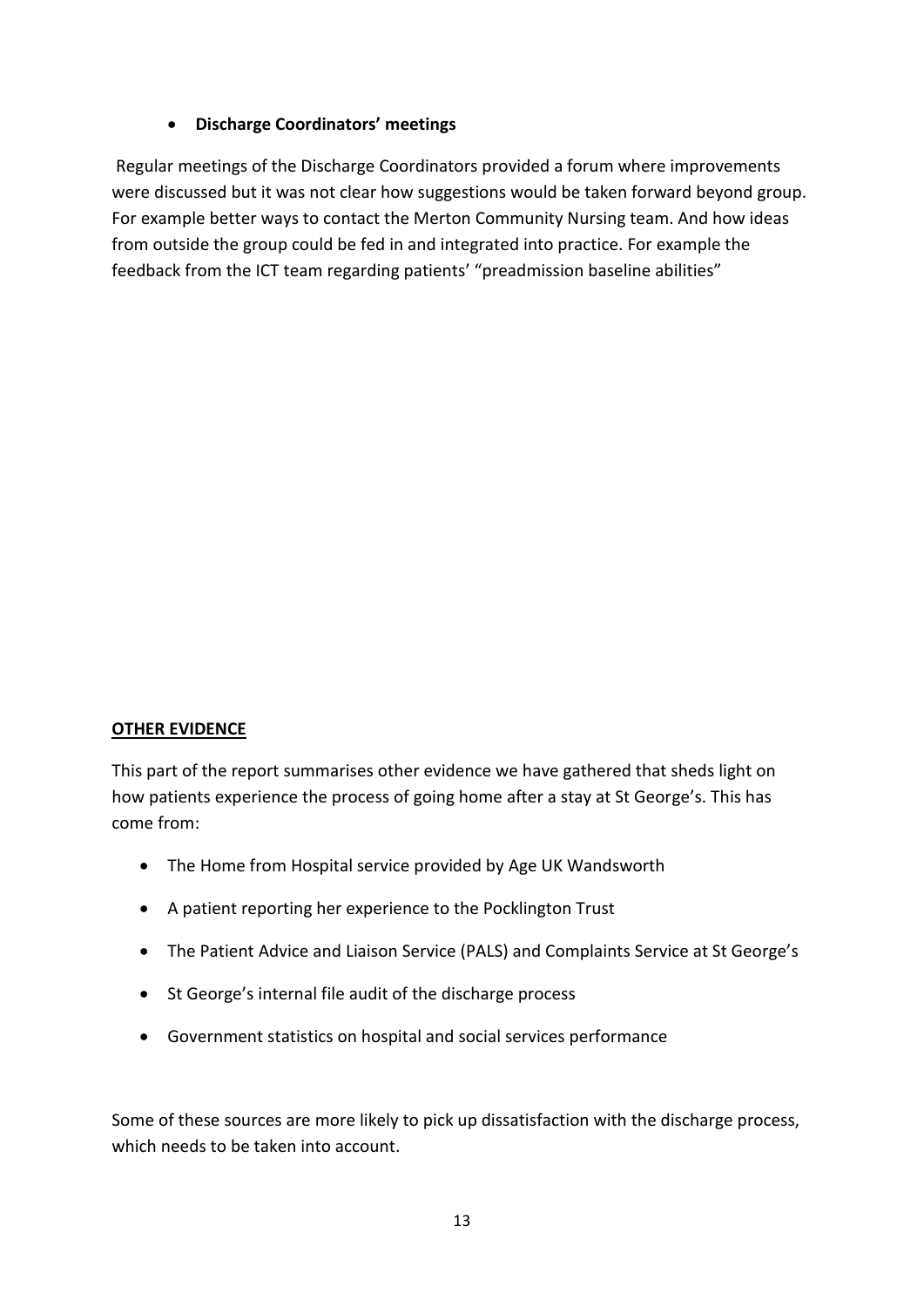- **Discharge Coordinators' meetings**

Regular meetings of the Discharge Coordinators provided a forum where improvements were discussed but it was not clear how suggestions would be taken forward beyond group. For example better ways to contact the Merton Community Nursing team. And how ideas from outside the group could be fed in and integrated into practice. For example the feedback from the ICT team regarding patients' "preadmission baseline abilities"

**OTHER EVIDENCE**

This part of the report summarises other evidence we have gathered that sheds light on how patients experience the process of going home after a stay at St George's. This has come from:

- The Home from Hospital service provided by Age UK Wandsworth
- A patient reporting her experience to the Pocklington Trust
- The Patient Advice and Liaison Service (PALS) and Complaints Service at St George's
- St George's internal file audit of the discharge process
- Government statistics on hospital and social services performance

Some of these sources are more likely to pick up dissatisfaction with the discharge process, which needs to be taken into account.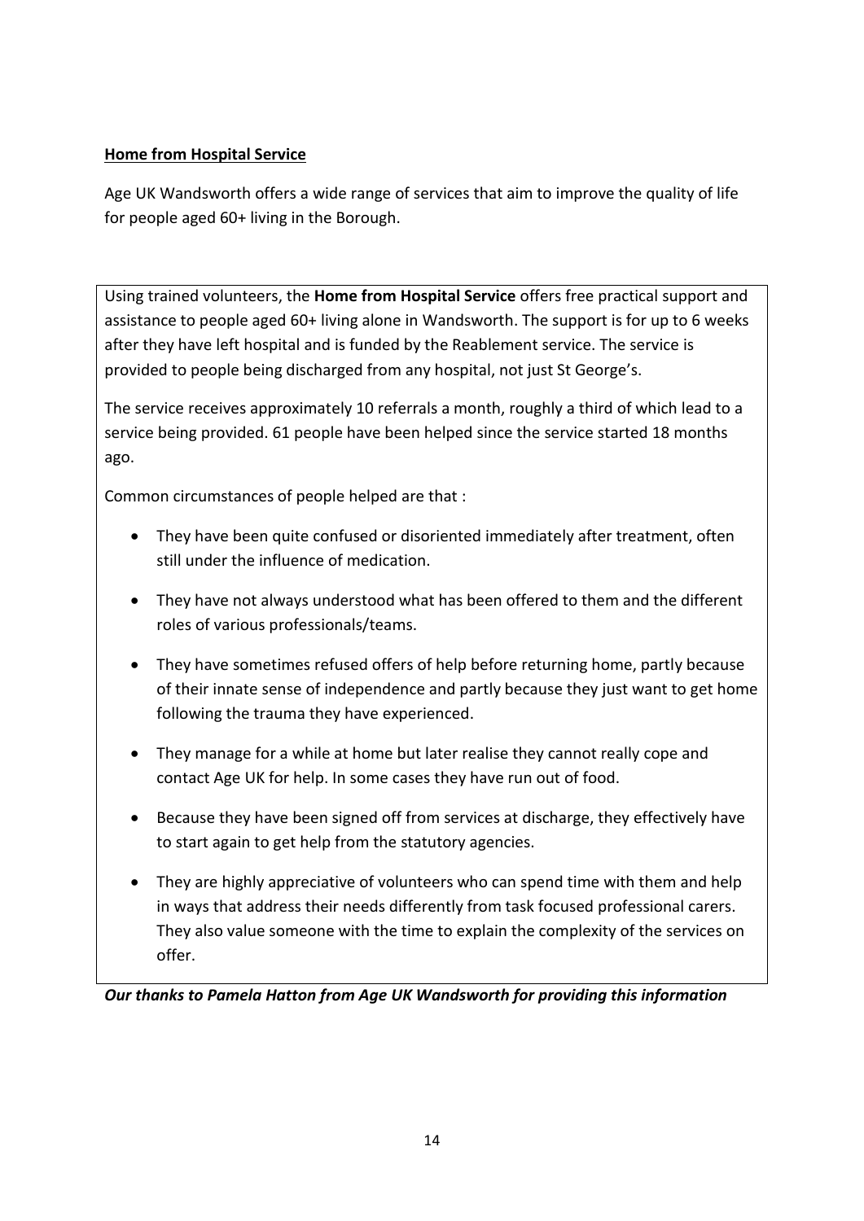## Home from Hospital Service

Age UK Wandsworth offers a wide range of services that aim to improve the quality of life for people aged 60+ living in the Borough.

Using trained volunteers, the **Home from Hospital Service** offers free practical support and assistance to people aged 60+ living alone in Wandsworth. The support is for up to 6 weeks after they have left hospital and is funded by the Reablement service. The service is provided to people being discharged from any hospital, not just St George's.

The service receives approximately 10 referrals a month, roughly a third of which lead to a service being provided. 61 people have been helped since the service started 18 months ago.

Common circumstances of people helped are that :

- They have been quite confused or disoriented immediately after treatment, often still under the influence of medication.
- They have not always understood what has been offered to them and the different roles of various professionals/teams.
- They have sometimes refused offers of help before returning home, partly because of their innate sense of independence and partly because they just want to get home following the trauma they have experienced.
- They manage for a while at home but later realise they cannot really cope and contact Age UK for help. In some cases they have run out of food.
- Because they have been signed off from services at discharge, they effectively have to start again to get help from the statutory agencies.
- They are highly appreciative of volunteers who can spend time with them and help in ways that address their needs differently from task focused professional carers. They also value someone with the time to explain the complexity of the services on offer.

***Our thanks to Pamela Hatton from Age UK Wandsworth for providing this information***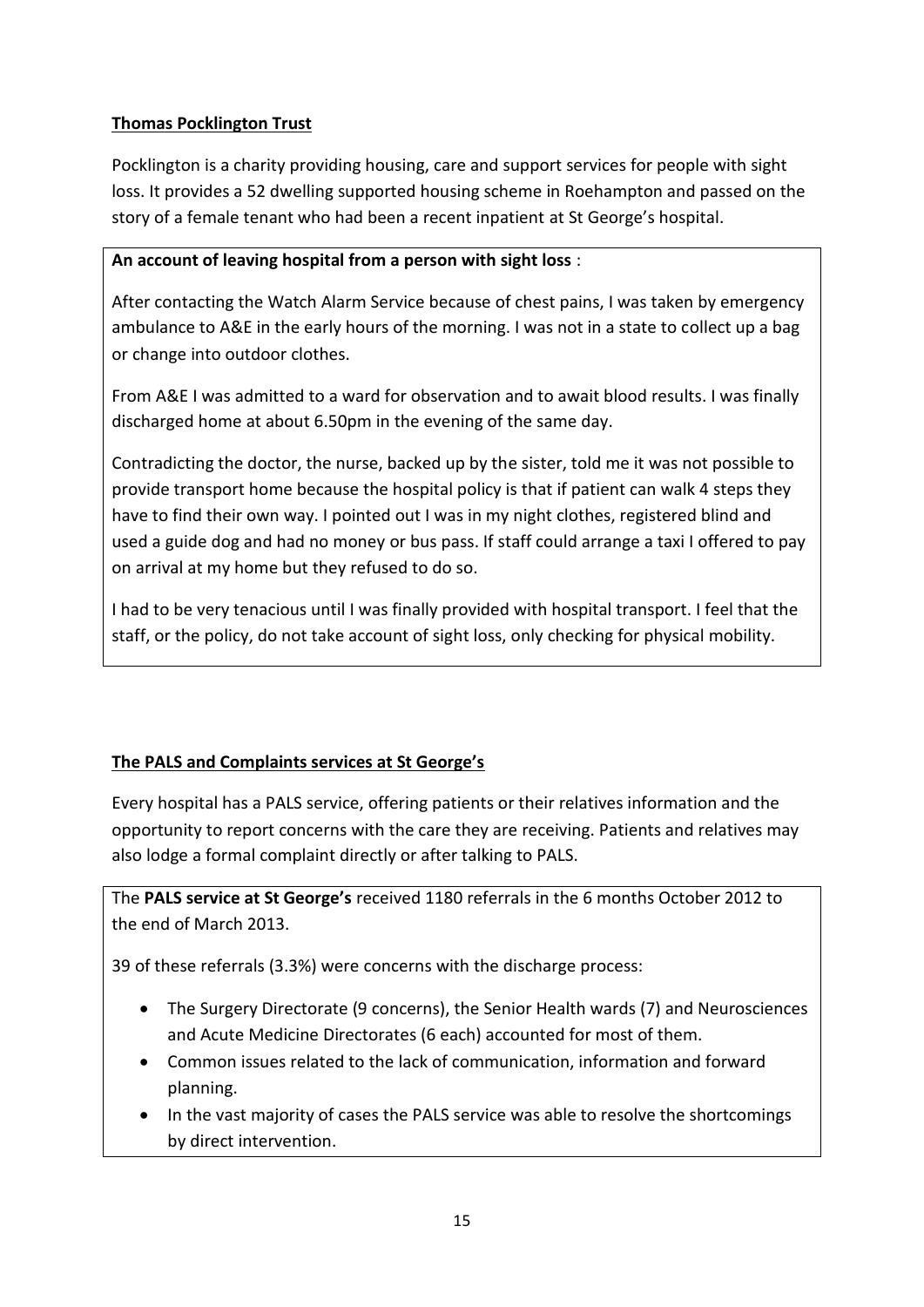**Thomas Pocklington Trust**

Pocklington is a charity providing housing, care and support services for people with sight loss. It provides a 52 dwelling supported housing scheme in Roehampton and passed on the story of a female tenant who had been a recent inpatient at St George's hospital.

**An account of leaving hospital from a person with sight loss** :

After contacting the Watch Alarm Service because of chest pains, I was taken by emergency ambulance to A&E in the early hours of the morning. I was not in a state to collect up a bag or change into outdoor clothes.

From A&E I was admitted to a ward for observation and to await blood results. I was finally discharged home at about 6.50pm in the evening of the same day.

Contradicting the doctor, the nurse, backed up by the sister, told me it was not possible to provide transport home because the hospital policy is that if patient can walk 4 steps they have to find their own way. I pointed out I was in my night clothes, registered blind and used a guide dog and had no money or bus pass. If staff could arrange a taxi I offered to pay on arrival at my home but they refused to do so.

I had to be very tenacious until I was finally provided with hospital transport. I feel that the staff, or the policy, do not take account of sight loss, only checking for physical mobility.

**The PALS and Complaints services at St George's**

Every hospital has a PALS service, offering patients or their relatives information and the opportunity to report concerns with the care they are receiving. Patients and relatives may also lodge a formal complaint directly or after talking to PALS.

The **PALS service at St George's** received 1180 referrals in the 6 months October 2012 to the end of March 2013.

39 of these referrals (3.3%) were concerns with the discharge process:

- The Surgery Directorate (9 concerns), the Senior Health wards (7) and Neurosciences and Acute Medicine Directorates (6 each) accounted for most of them.
- Common issues related to the lack of communication, information and forward planning.
- In the vast majority of cases the PALS service was able to resolve the shortcomings by direct intervention.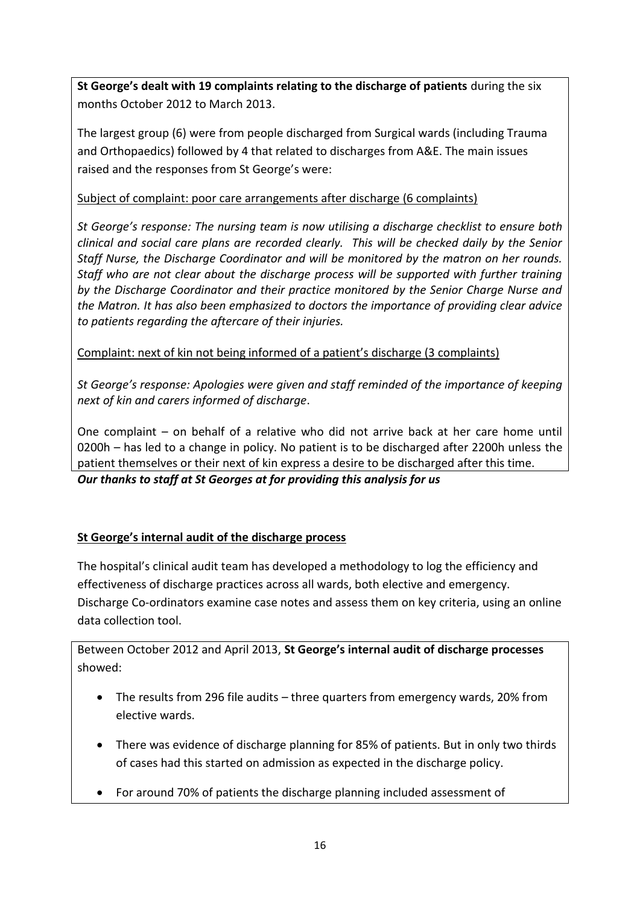**St George's dealt with 19 complaints relating to the discharge of patients** during the six months October 2012 to March 2013.

The largest group (6) were from people discharged from Surgical wards (including Trauma and Orthopaedics) followed by 4 that related to discharges from A&E. The main issues raised and the responses from St George's were:

Subject of complaint: poor care arrangements after discharge (6 complaints)

*St George's response: The nursing team is now utilising a discharge checklist to ensure both clinical and social care plans are recorded clearly. This will be checked daily by the Senior Staff Nurse, the Discharge Coordinator and will be monitored by the matron on her rounds. Staff who are not clear about the discharge process will be supported with further training by the Discharge Coordinator and their practice monitored by the Senior Charge Nurse and the Matron. It has also been emphasized to doctors the importance of providing clear advice to patients regarding the aftercare of their injuries.*

Complaint: next of kin not being informed of a patient's discharge (3 complaints)

*St George's response: Apologies were given and staff reminded of the importance of keeping next of kin and carers informed of discharge*.

One complaint – on behalf of a relative who did not arrive back at her care home until 0200h – has led to a change in policy. No patient is to be discharged after 2200h unless the patient themselves or their next of kin express a desire to be discharged after this time.

***Our thanks to staff at St Georges at for providing this analysis for us***

## St George's internal audit of the discharge process

The hospital's clinical audit team has developed a methodology to log the efficiency and effectiveness of discharge practices across all wards, both elective and emergency. Discharge Co-ordinators examine case notes and assess them on key criteria, using an online data collection tool.

Between October 2012 and April 2013, **St George's internal audit of discharge processes** showed:

- The results from 296 file audits – three quarters from emergency wards, 20% from elective wards.
- There was evidence of discharge planning for 85% of patients. But in only two thirds of cases had this started on admission as expected in the discharge policy.
- For around 70% of patients the discharge planning included assessment of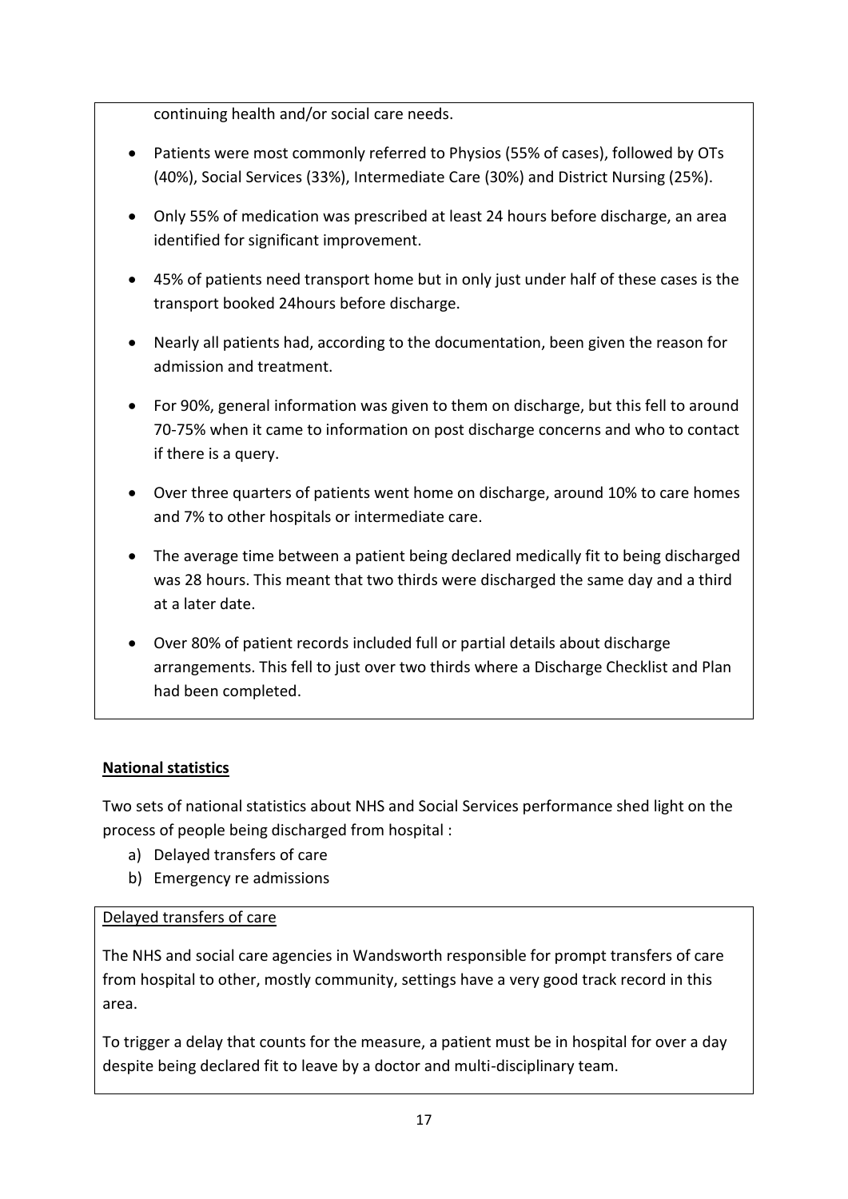continuing health and/or social care needs.

- Patients were most commonly referred to Physios (55% of cases), followed by OTs (40%), Social Services (33%), Intermediate Care (30%) and District Nursing (25%).
- Only 55% of medication was prescribed at least 24 hours before discharge, an area identified for significant improvement.
- 45% of patients need transport home but in only just under half of these cases is the transport booked 24hours before discharge.
- Nearly all patients had, according to the documentation, been given the reason for admission and treatment.
- For 90%, general information was given to them on discharge, but this fell to around 70-75% when it came to information on post discharge concerns and who to contact if there is a query.
- Over three quarters of patients went home on discharge, around 10% to care homes and 7% to other hospitals or intermediate care.
- The average time between a patient being declared medically fit to being discharged was 28 hours. This meant that two thirds were discharged the same day and a third at a later date.
- Over 80% of patient records included full or partial details about discharge arrangements. This fell to just over two thirds where a Discharge Checklist and Plan had been completed.

## National statistics

Two sets of national statistics about NHS and Social Services performance shed light on the process of people being discharged from hospital :

a) Delayed transfers of care
b) Emergency re admissions

### Delayed transfers of care

The NHS and social care agencies in Wandsworth responsible for prompt transfers of care from hospital to other, mostly community, settings have a very good track record in this area.

To trigger a delay that counts for the measure, a patient must be in hospital for over a day despite being declared fit to leave by a doctor and multi-disciplinary team.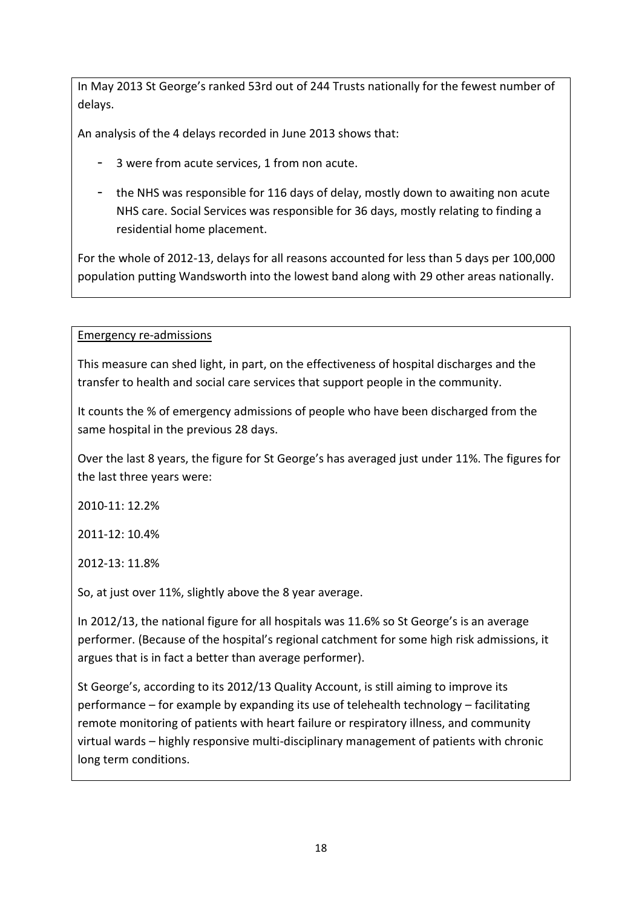In May 2013 St George's ranked 53rd out of 244 Trusts nationally for the fewest number of delays.

An analysis of the 4 delays recorded in June 2013 shows that:

- 3 were from acute services, 1 from non acute.
- the NHS was responsible for 116 days of delay, mostly down to awaiting non acute NHS care. Social Services was responsible for 36 days, mostly relating to finding a residential home placement.

For the whole of 2012-13, delays for all reasons accounted for less than 5 days per 100,000 population putting Wandsworth into the lowest band along with 29 other areas nationally.

<u>Emergency re-admissions</u>

This measure can shed light, in part, on the effectiveness of hospital discharges and the transfer to health and social care services that support people in the community.

It counts the % of emergency admissions of people who have been discharged from the same hospital in the previous 28 days.

Over the last 8 years, the figure for St George's has averaged just under 11%. The figures for the last three years were:

2010-11: 12.2%

2011-12: 10.4%

2012-13: 11.8%

So, at just over 11%, slightly above the 8 year average.

In 2012/13, the national figure for all hospitals was 11.6% so St George's is an average performer. (Because of the hospital's regional catchment for some high risk admissions, it argues that is in fact a better than average performer).

St George's, according to its 2012/13 Quality Account, is still aiming to improve its performance – for example by expanding its use of telehealth technology – facilitating remote monitoring of patients with heart failure or respiratory illness, and community virtual wards – highly responsive multi-disciplinary management of patients with chronic long term conditions.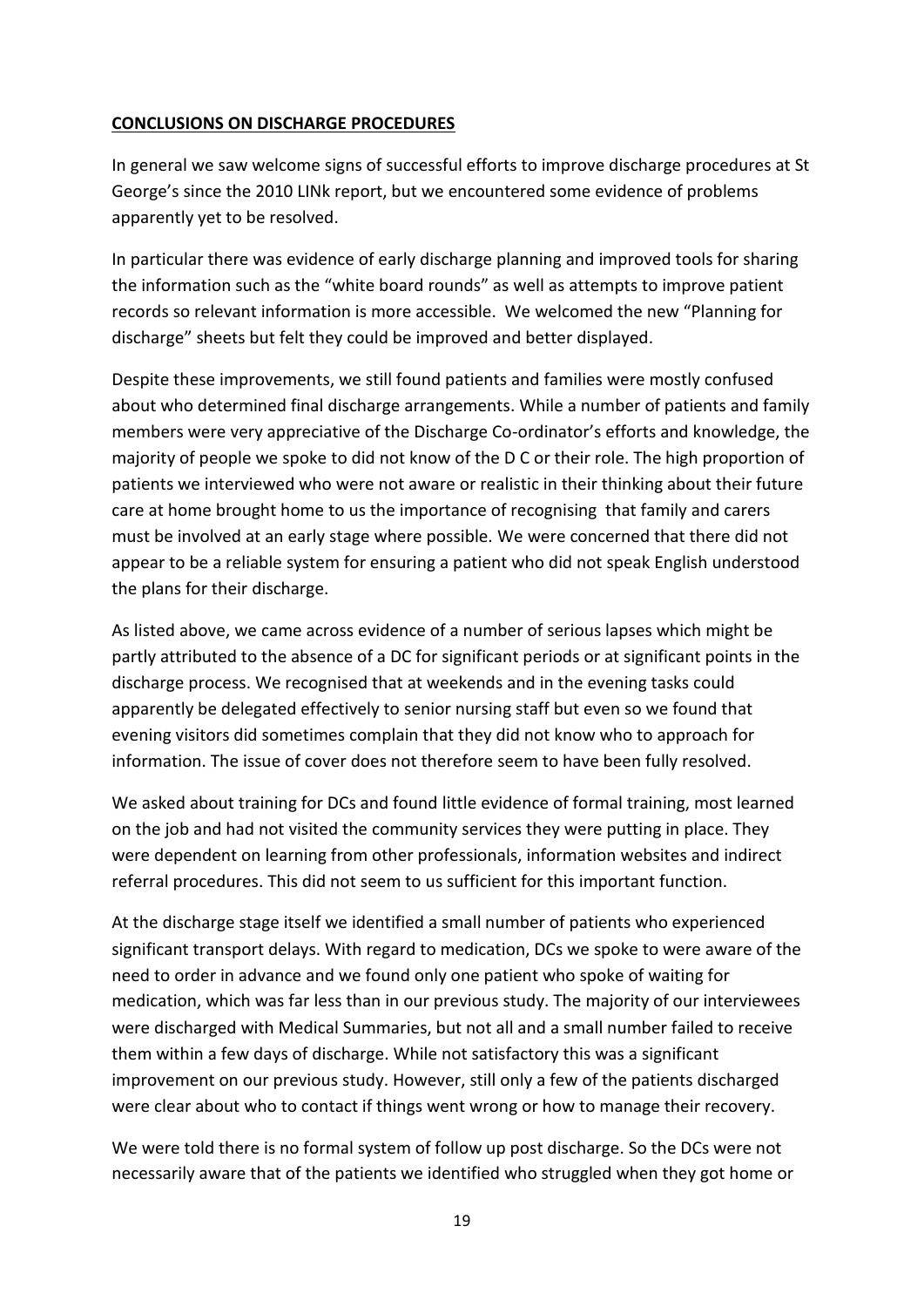**CONCLUSIONS ON DISCHARGE PROCEDURES**

In general we saw welcome signs of successful efforts to improve discharge procedures at St George's since the 2010 LINk report, but we encountered some evidence of problems apparently yet to be resolved.

In particular there was evidence of early discharge planning and improved tools for sharing the information such as the "white board rounds" as well as attempts to improve patient records so relevant information is more accessible. We welcomed the new "Planning for discharge" sheets but felt they could be improved and better displayed.

Despite these improvements, we still found patients and families were mostly confused about who determined final discharge arrangements. While a number of patients and family members were very appreciative of the Discharge Co-ordinator's efforts and knowledge, the majority of people we spoke to did not know of the D C or their role. The high proportion of patients we interviewed who were not aware or realistic in their thinking about their future care at home brought home to us the importance of recognising that family and carers must be involved at an early stage where possible. We were concerned that there did not appear to be a reliable system for ensuring a patient who did not speak English understood the plans for their discharge.

As listed above, we came across evidence of a number of serious lapses which might be partly attributed to the absence of a DC for significant periods or at significant points in the discharge process. We recognised that at weekends and in the evening tasks could apparently be delegated effectively to senior nursing staff but even so we found that evening visitors did sometimes complain that they did not know who to approach for information. The issue of cover does not therefore seem to have been fully resolved.

We asked about training for DCs and found little evidence of formal training, most learned on the job and had not visited the community services they were putting in place. They were dependent on learning from other professionals, information websites and indirect referral procedures. This did not seem to us sufficient for this important function.

At the discharge stage itself we identified a small number of patients who experienced significant transport delays. With regard to medication, DCs we spoke to were aware of the need to order in advance and we found only one patient who spoke of waiting for medication, which was far less than in our previous study. The majority of our interviewees were discharged with Medical Summaries, but not all and a small number failed to receive them within a few days of discharge. While not satisfactory this was a significant improvement on our previous study. However, still only a few of the patients discharged were clear about who to contact if things went wrong or how to manage their recovery.

We were told there is no formal system of follow up post discharge. So the DCs were not necessarily aware that of the patients we identified who struggled when they got home or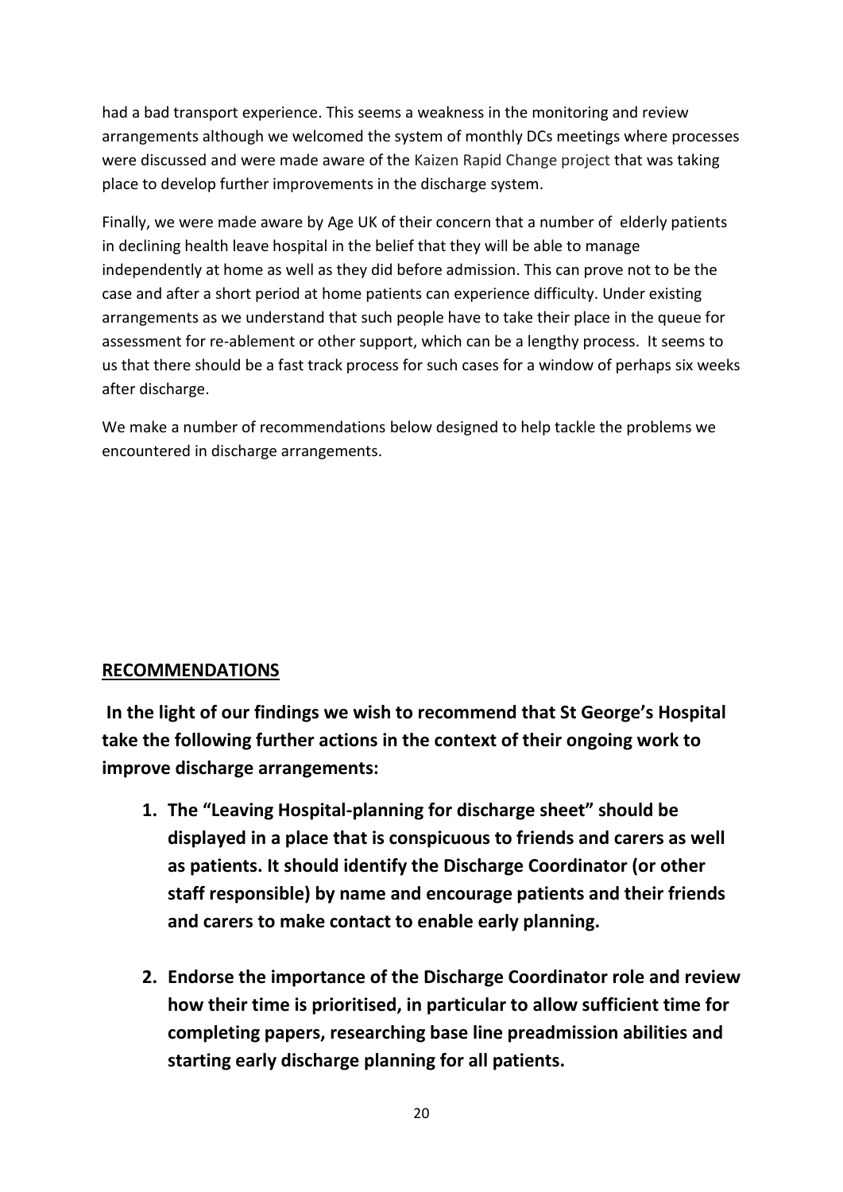had a bad transport experience. This seems a weakness in the monitoring and review arrangements although we welcomed the system of monthly DCs meetings where processes were discussed and were made aware of the Kaizen Rapid Change project that was taking place to develop further improvements in the discharge system.

Finally, we were made aware by Age UK of their concern that a number of elderly patients in declining health leave hospital in the belief that they will be able to manage independently at home as well as they did before admission. This can prove not to be the case and after a short period at home patients can experience difficulty. Under existing arrangements as we understand that such people have to take their place in the queue for assessment for re-ablement or other support, which can be a lengthy process. It seems to us that there should be a fast track process for such cases for a window of perhaps six weeks after discharge.

We make a number of recommendations below designed to help tackle the problems we encountered in discharge arrangements.

## RECOMMENDATIONS

**In the light of our findings we wish to recommend that St George's Hospital take the following further actions in the context of their ongoing work to improve discharge arrangements:**

1. **The "Leaving Hospital-planning for discharge sheet" should be displayed in a place that is conspicuous to friends and carers as well as patients. It should identify the Discharge Coordinator (or other staff responsible) by name and encourage patients and their friends and carers to make contact to enable early planning.**

2. **Endorse the importance of the Discharge Coordinator role and review how their time is prioritised, in particular to allow sufficient time for completing papers, researching base line preadmission abilities and starting early discharge planning for all patients.**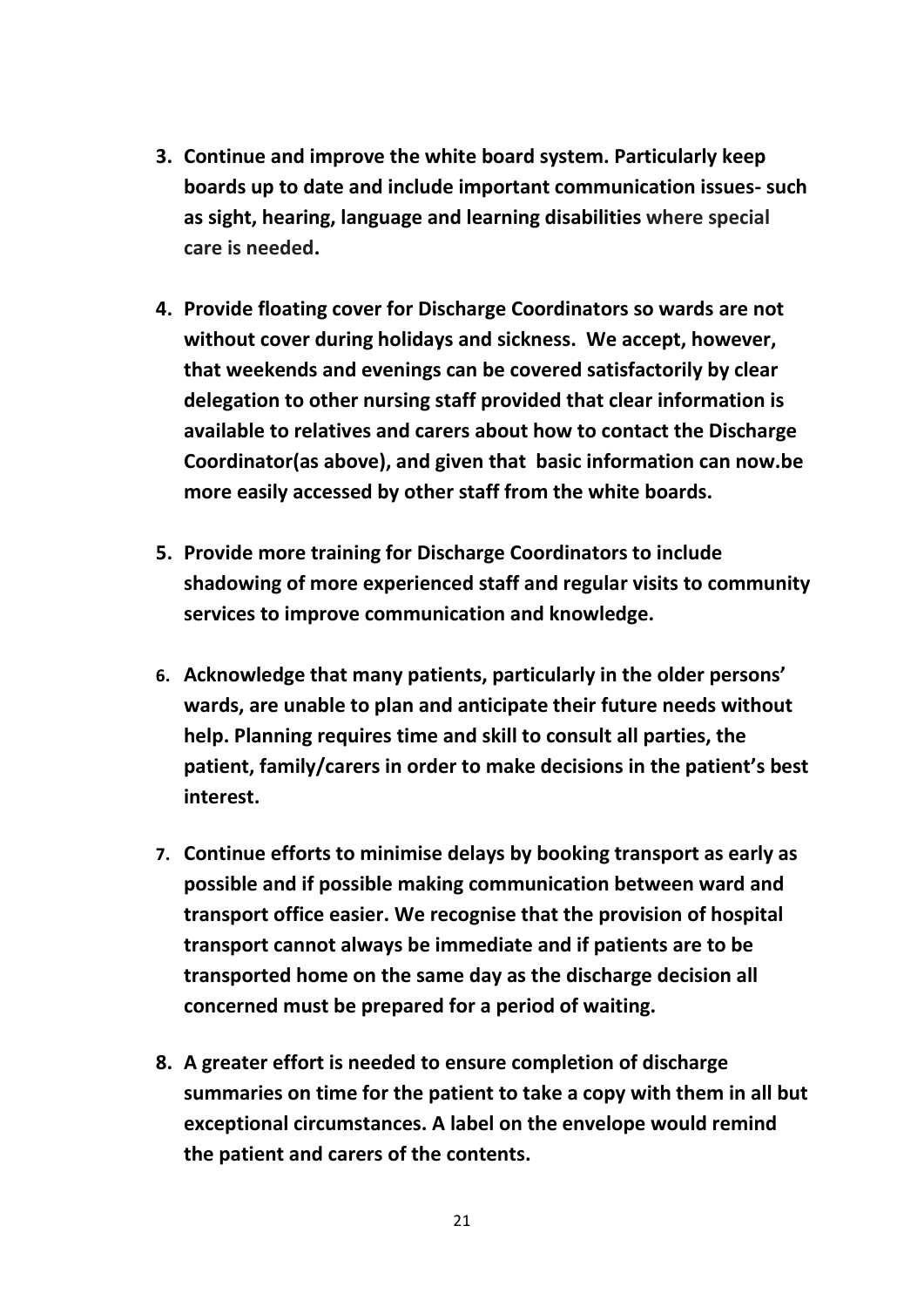3. **Continue and improve the white board system. Particularly keep boards up to date and include important communication issues- such as sight, hearing, language and learning disabilities where special care is needed.**

4. **Provide floating cover for Discharge Coordinators so wards are not without cover during holidays and sickness. We accept, however, that weekends and evenings can be covered satisfactorily by clear delegation to other nursing staff provided that clear information is available to relatives and carers about how to contact the Discharge Coordinator(as above), and given that basic information can now.be more easily accessed by other staff from the white boards.**

5. **Provide more training for Discharge Coordinators to include shadowing of more experienced staff and regular visits to community services to improve communication and knowledge.**

6. **Acknowledge that many patients, particularly in the older persons' wards, are unable to plan and anticipate their future needs without help. Planning requires time and skill to consult all parties, the patient, family/carers in order to make decisions in the patient's best interest.**

7. **Continue efforts to minimise delays by booking transport as early as possible and if possible making communication between ward and transport office easier. We recognise that the provision of hospital transport cannot always be immediate and if patients are to be transported home on the same day as the discharge decision all concerned must be prepared for a period of waiting.**

8. **A greater effort is needed to ensure completion of discharge summaries on time for the patient to take a copy with them in all but exceptional circumstances. A label on the envelope would remind the patient and carers of the contents.**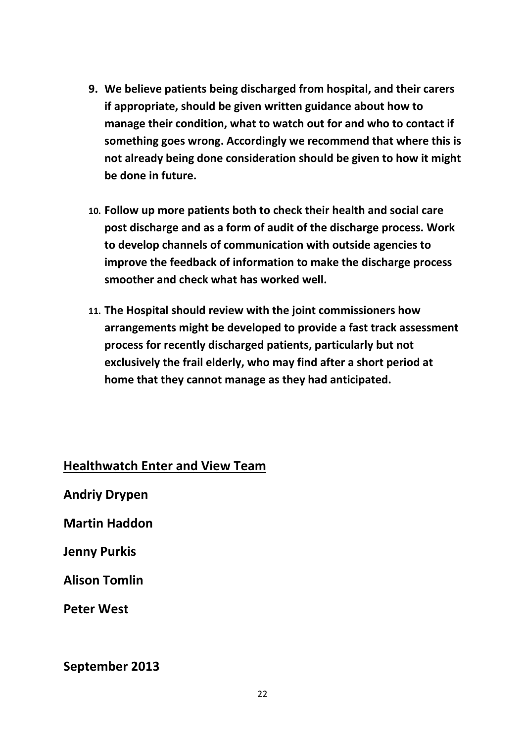9. **We believe patients being discharged from hospital, and their carers if appropriate, should be given written guidance about how to manage their condition, what to watch out for and who to contact if something goes wrong. Accordingly we recommend that where this is not already being done consideration should be given to how it might be done in future.**

10. **Follow up more patients both to check their health and social care post discharge and as a form of audit of the discharge process. Work to develop channels of communication with outside agencies to improve the feedback of information to make the discharge process smoother and check what has worked well.**

11. **The Hospital should review with the joint commissioners how arrangements might be developed to provide a fast track assessment process for recently discharged patients, particularly but not exclusively the frail elderly, who may find after a short period at home that they cannot manage as they had anticipated.**

## Healthwatch Enter and View Team

**Andriy Drypen**

**Martin Haddon**

**Jenny Purkis**

**Alison Tomlin**

**Peter West**

**September 2013**